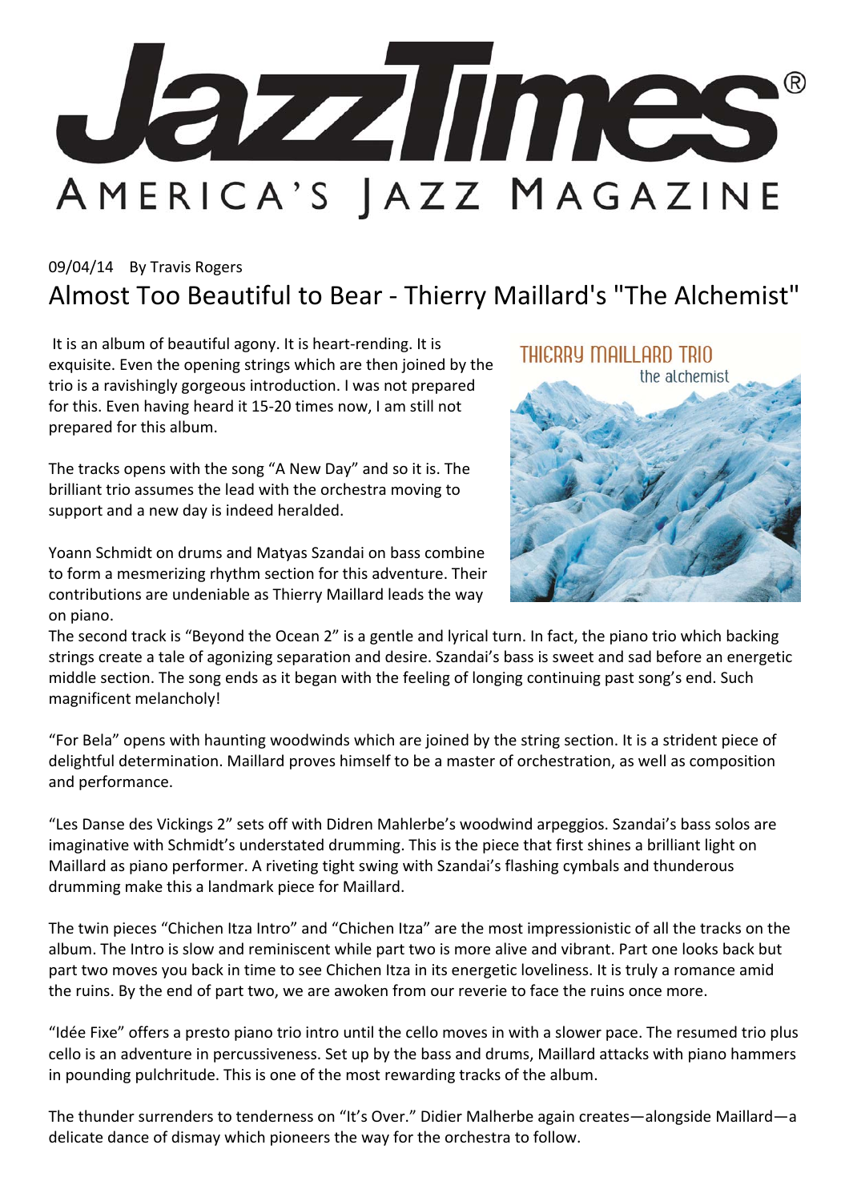# JazzTimes®

AMERICA'S JAZZ MAGAZINE

09/04/14 By Travis Rogers

## Almost Too Beautiful to Bear - Thierry Maillard's "The Alchemist"

It is an album of beautiful agony. It is heart-rending. It is exquisite. Even the opening strings which are then joined by the trio is a ravishingly gorgeous introduction. I was not prepared for this. Even having heard it 15-20 times now, I am still not prepared for this album.

The tracks opens with the song "A New Day" and so it is. The brilliant trio assumes the lead with the orchestra moving to support and a new day is indeed heralded.

Yoann Schmidt on drums and Matyas Szandai on bass combine to form a mesmerizing rhythm section for this adventure. Their contributions are undeniable as Thierry Maillard leads the way on piano.

The second track is "Beyond the Ocean 2" is a gentle and lyrical turn. In fact, the piano trio which backing strings create a tale of agonizing separation and desire. Szandai's bass is sweet and sad before an energetic middle section. The song ends as it began with the feeling of longing continuing past song's end. Such magnificent melancholy!

"For Bela" opens with haunting woodwinds which are joined by the string section. It is a strident piece of delightful determination. Maillard proves himself to be a master of orchestration, as well as composition and performance.

"Les Danse des Vickings 2" sets off with Didren Mahlerbe's woodwind arpeggios. Szandai's bass solos are imaginative with Schmidt's understated drumming. This is the piece that first shines a brilliant light on Maillard as piano performer. A riveting tight swing with Szandai's flashing cymbals and thunderous drumming make this a landmark piece for Maillard.

The twin pieces "Chichen Itza Intro" and "Chichen Itza" are the most impressionistic of all the tracks on the album. The Intro is slow and reminiscent while part two is more alive and vibrant. Part one looks back but part two moves you back in time to see Chichen Itza in its energetic loveliness. It is truly a romance amid the ruins. By the end of part two, we are awoken from our reverie to face the ruins once more.

"Idée Fixe" offers a presto piano trio intro until the cello moves in with a slower pace. The resumed trio plus cello is an adventure in percussiveness. Set up by the bass and drums, Maillard attacks with piano hammers in pounding pulchritude. This is one of the most rewarding tracks of the album.

The thunder surrenders to tenderness on "It's Over." Didier Malherbe again creates—alongside Maillard—a delicate dance of dismay which pioneers the way for the orchestra to follow.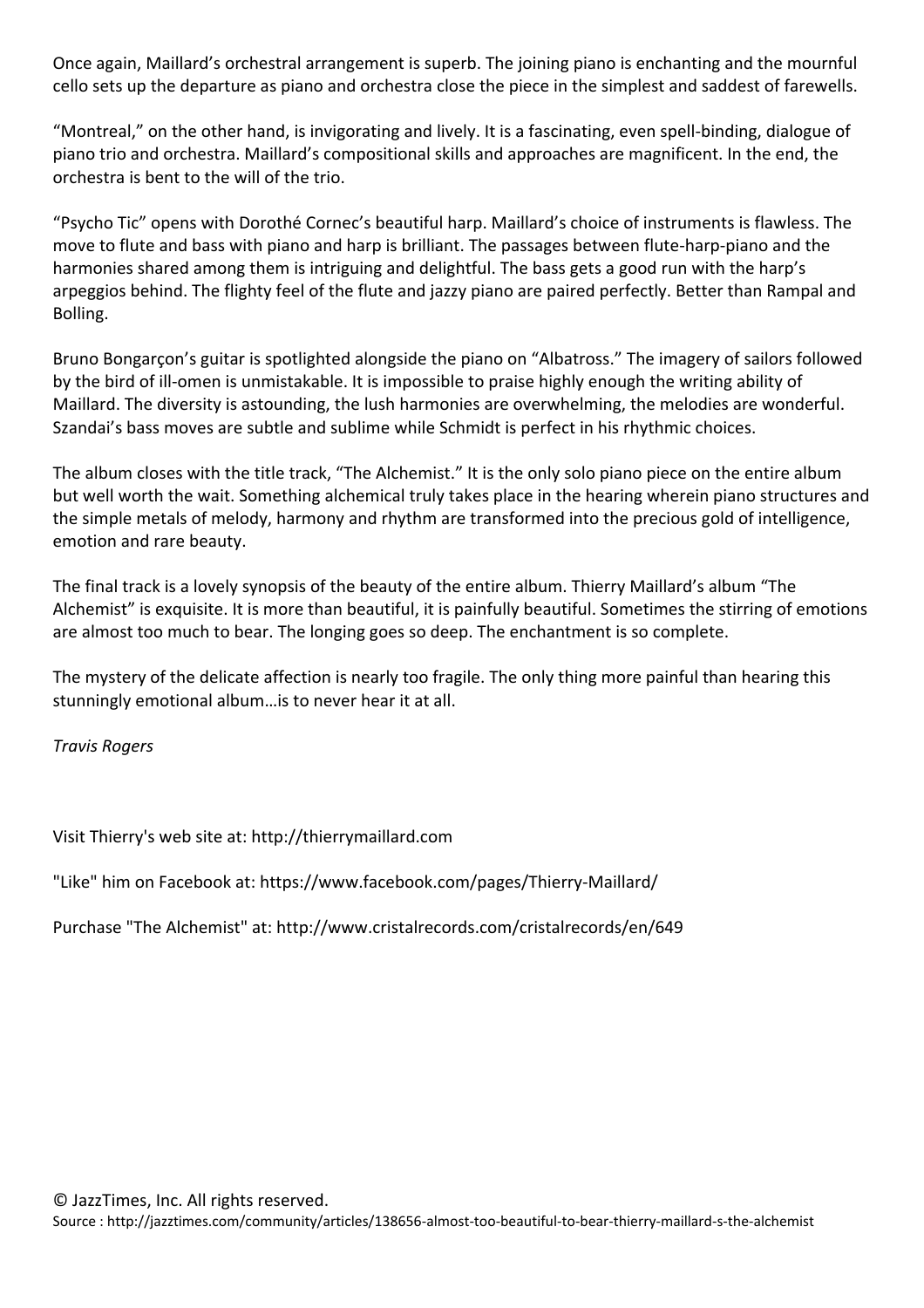Once again, Maillard's orchestral arrangement is superb. The joining piano is enchanting and the mournful cello sets up the departure as piano and orchestra close the piece in the simplest and saddest of farewells.

"Montreal," on the other hand, is invigorating and lively. It is a fascinating, even spell-binding, dialogue of piano trio and orchestra. Maillard's compositional skills and approaches are magnificent. In the end, the orchestra is bent to the will of the trio.

"Psycho Tic" opens with Dorothé Cornec's beautiful harp. Maillard's choice of instruments is flawless. The move to flute and bass with piano and harp is brilliant. The passages between flute-harp-piano and the harmonies shared among them is intriguing and delightful. The bass gets a good run with the harp's arpeggios behind. The flighty feel of the flute and jazzy piano are paired perfectly. Better than Rampal and Bolling.

Bruno Bongarçon's guitar is spotlighted alongside the piano on "Albatross." The imagery of sailors followed by the bird of ill-omen is unmistakable. It is impossible to praise highly enough the writing ability of Maillard. The diversity is astounding, the lush harmonies are overwhelming, the melodies are wonderful. Szandai's bass moves are subtle and sublime while Schmidt is perfect in his rhythmic choices.

The album closes with the title track, "The Alchemist." It is the only solo piano piece on the entire album but well worth the wait. Something alchemical truly takes place in the hearing wherein piano structures and the simple metals of melody, harmony and rhythm are transformed into the precious gold of intelligence, emotion and rare beauty.

The final track is a lovely synopsis of the beauty of the entire album. Thierry Maillard's album "The Alchemist" is exquisite. It is more than beautiful, it is painfully beautiful. Sometimes the stirring of emotions are almost too much to bear. The longing goes so deep. The enchantment is so complete.

The mystery of the delicate affection is nearly too fragile. The only thing more painful than hearing this stunningly emotional album…is to never hear it at all.

*Travis Rogers*

Visit Thierry's web site at: http://thierrymaillard.com

"Like" him on Facebook at: https://www.facebook.com/pages/Thierry-Maillard/

Purchase "The Alchemist" at: http://www.cristalrecords.com/cristalrecords/en/649

© JazzTimes, Inc. All rights reserved.
Source : http://jazztimes.com/community/articles/138656-almost-too-beautiful-to-bear-thierry-maillard-s-the-alchemist